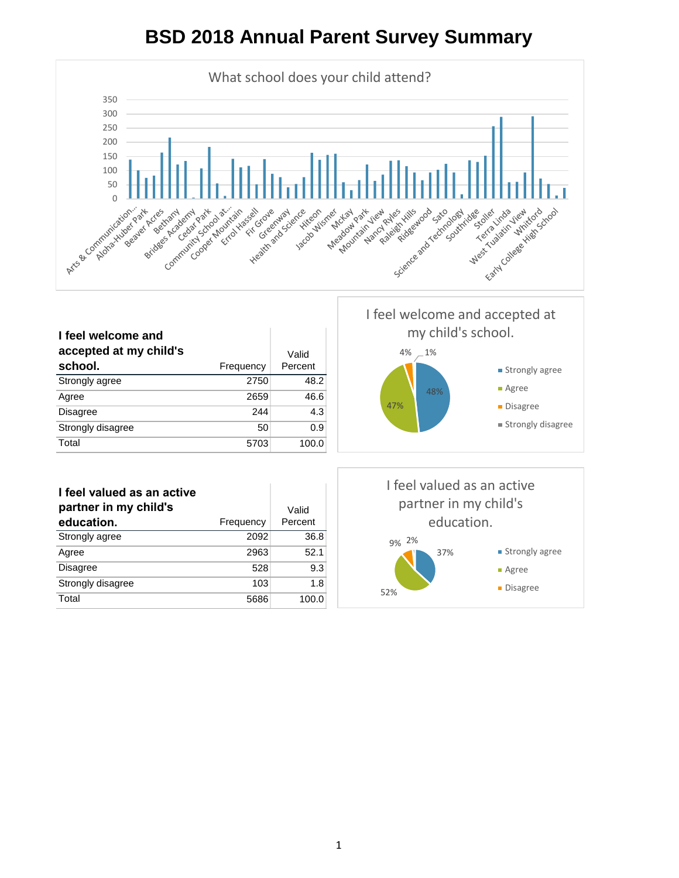# BSD 2018 Annual Parent Survey Summary

What school does your child attend?

| I feel welcome and accepted at my child's school. | Frequency | Valid Percent |
|---|---|---|
| Strongly agree | 2750 | 48.2 |
| Agree | 2659 | 46.6 |
| Disagree | 244 | 4.3 |
| Strongly disagree | 50 | 0.9 |
| Total | 5703 | 100.0 |

I feel welcome and accepted at my child's school.

| I feel valued as an active partner in my child's education. | Frequency | Valid Percent |
|---|---|---|
| Strongly agree | 2092 | 36.8 |
| Agree | 2963 | 52.1 |
| Disagree | 528 | 9.3 |
| Strongly disagree | 103 | 1.8 |
| Total | 5686 | 100.0 |

I feel valued as an active partner in my child's education.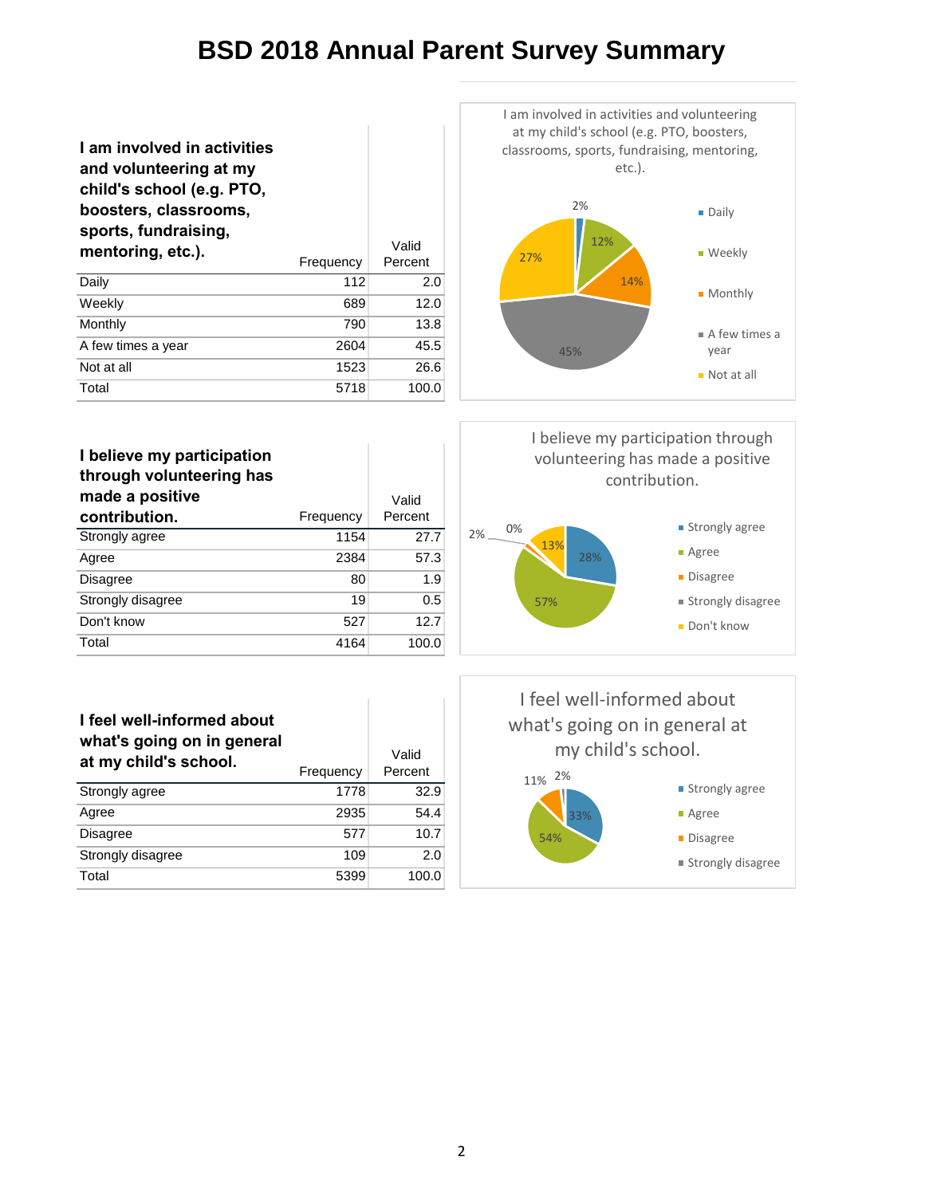# BSD 2018 Annual Parent Survey Summary

| I am involved in activities and volunteering at my child's school (e.g. PTO, boosters, classrooms, sports, fundraising, mentoring, etc.). | Frequency | Valid Percent |
|---|---|---|
| Daily | 112 | 2.0 |
| Weekly | 689 | 12.0 |
| Monthly | 790 | 13.8 |
| A few times a year | 2604 | 45.5 |
| Not at all | 1523 | 26.6 |
| Total | 5718 | 100.0 |

I am involved in activities and volunteering at my child's school (e.g. PTO, boosters, classrooms, sports, fundraising, mentoring, etc.).

- Daily: 2%
- Weekly: 12%
- Monthly: 14%
- A few times a year: 45%
- Not at all: 27%

| I believe my participation through volunteering has made a positive contribution. | Frequency | Valid Percent |
|---|---|---|
| Strongly agree | 1154 | 27.7 |
| Agree | 2384 | 57.3 |
| Disagree | 80 | 1.9 |
| Strongly disagree | 19 | 0.5 |
| Don't know | 527 | 12.7 |
| Total | 4164 | 100.0 |

I believe my participation through volunteering has made a positive contribution.

- Strongly agree: 28%
- Agree: 57%
- Disagree: 2%
- Strongly disagree: 0%
- Don't know: 13%

| I feel well-informed about what's going on in general at my child's school. | Frequency | Valid Percent |
|---|---|---|
| Strongly agree | 1778 | 32.9 |
| Agree | 2935 | 54.4 |
| Disagree | 577 | 10.7 |
| Strongly disagree | 109 | 2.0 |
| Total | 5399 | 100.0 |

I feel well-informed about what's going on in general at my child's school.

- Strongly agree: 33%
- Agree: 54%
- Disagree: 11%
- Strongly disagree: 2%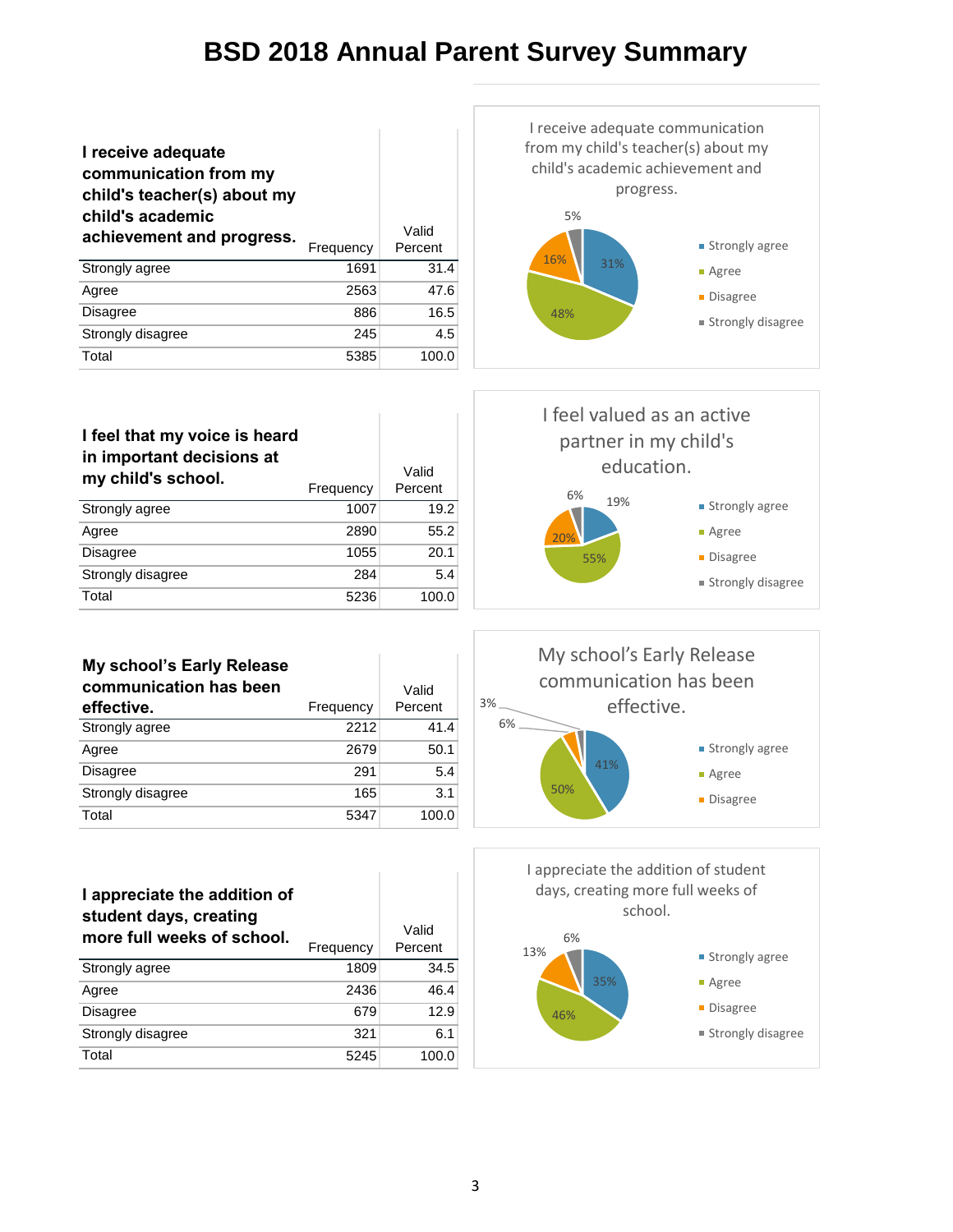# BSD 2018 Annual Parent Survey Summary

| I receive adequate communication from my child's teacher(s) about my child's academic achievement and progress. | Frequency | Valid Percent |
|---|---|---|
| Strongly agree | 1691 | 31.4 |
| Agree | 2563 | 47.6 |
| Disagree | 886 | 16.5 |
| Strongly disagree | 245 | 4.5 |
| Total | 5385 | 100.0 |

| I feel that my voice is heard in important decisions at my child's school. | Frequency | Valid Percent |
|---|---|---|
| Strongly agree | 1007 | 19.2 |
| Agree | 2890 | 55.2 |
| Disagree | 1055 | 20.1 |
| Strongly disagree | 284 | 5.4 |
| Total | 5236 | 100.0 |

| My school's Early Release communication has been effective. | Frequency | Valid Percent |
|---|---|---|
| Strongly agree | 2212 | 41.4 |
| Agree | 2679 | 50.1 |
| Disagree | 291 | 5.4 |
| Strongly disagree | 165 | 3.1 |
| Total | 5347 | 100.0 |

| I appreciate the addition of student days, creating more full weeks of school. | Frequency | Valid Percent |
|---|---|---|
| Strongly agree | 1809 | 34.5 |
| Agree | 2436 | 46.4 |
| Disagree | 679 | 12.9 |
| Strongly disagree | 321 | 6.1 |
| Total | 5245 | 100.0 |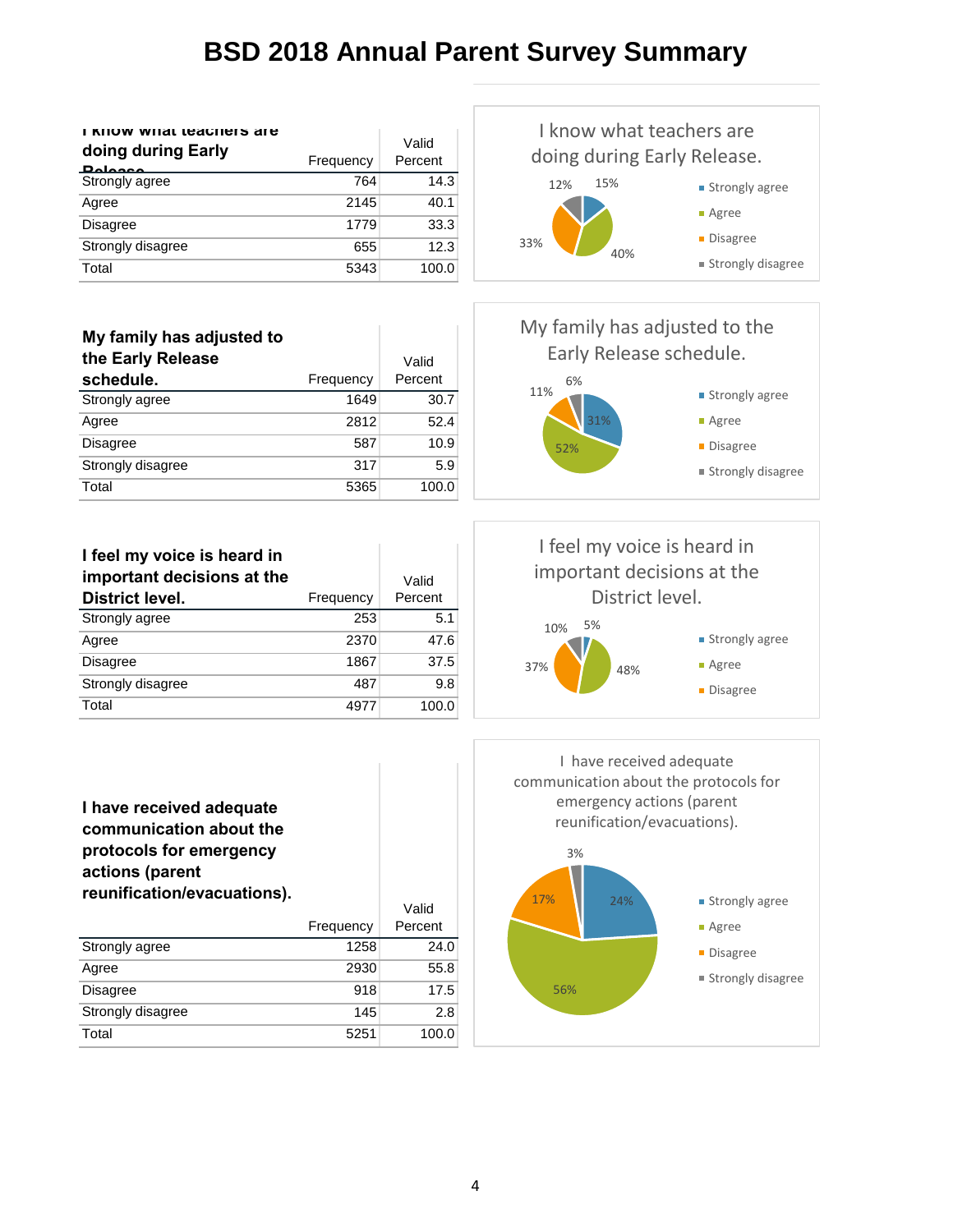# BSD 2018 Annual Parent Survey Summary

| I know what teachers are doing during Early Release | Frequency | Valid Percent |
|---|---|---|
| Strongly agree | 764 | 14.3 |
| Agree | 2145 | 40.1 |
| Disagree | 1779 | 33.3 |
| Strongly disagree | 655 | 12.3 |
| Total | 5343 | 100.0 |

I know what teachers are doing during Early Release.

Strongly agree 15%, Agree 40%, Disagree 33%, Strongly disagree 12%

| My family has adjusted to the Early Release schedule. | Frequency | Valid Percent |
|---|---|---|
| Strongly agree | 1649 | 30.7 |
| Agree | 2812 | 52.4 |
| Disagree | 587 | 10.9 |
| Strongly disagree | 317 | 5.9 |
| Total | 5365 | 100.0 |

My family has adjusted to the Early Release schedule.

Strongly agree 31%, Agree 52%, Disagree 11%, Strongly disagree 6%

| I feel my voice is heard in important decisions at the District level. | Frequency | Valid Percent |
|---|---|---|
| Strongly agree | 253 | 5.1 |
| Agree | 2370 | 47.6 |
| Disagree | 1867 | 37.5 |
| Strongly disagree | 487 | 9.8 |
| Total | 4977 | 100.0 |

I feel my voice is heard in important decisions at the District level.

Strongly agree 5%, Agree 48%, Disagree 37%, 10%

| I have received adequate communication about the protocols for emergency actions (parent reunification/evacuations). | Frequency | Valid Percent |
|---|---|---|
| Strongly agree | 1258 | 24.0 |
| Agree | 2930 | 55.8 |
| Disagree | 918 | 17.5 |
| Strongly disagree | 145 | 2.8 |
| Total | 5251 | 100.0 |

I have received adequate communication about the protocols for emergency actions (parent reunification/evacuations).

Strongly agree 24%, Agree 56%, Disagree 17%, Strongly disagree 3%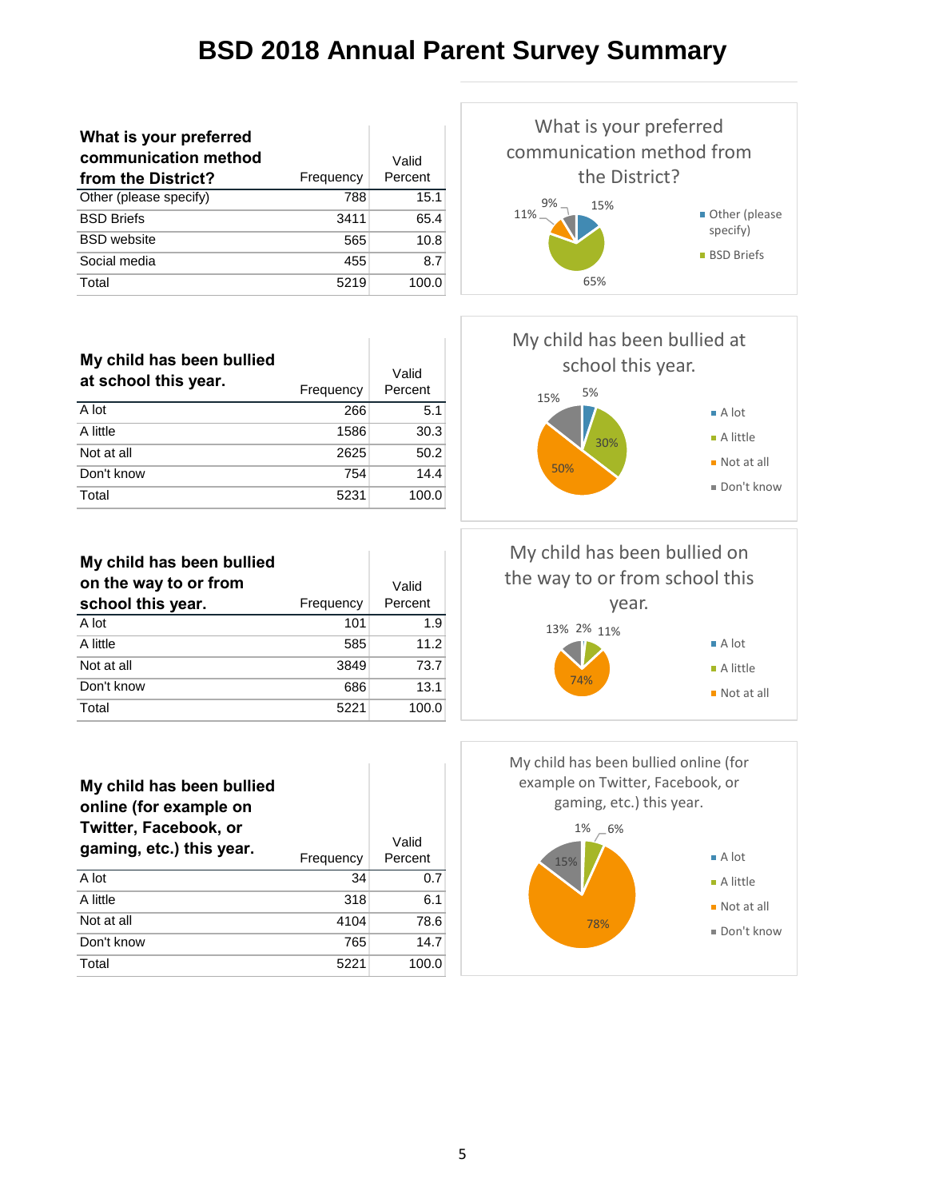# BSD 2018 Annual Parent Survey Summary

| What is your preferred communication method from the District? | Frequency | Valid Percent |
|---|---|---|
| Other (please specify) | 788 | 15.1 |
| BSD Briefs | 3411 | 65.4 |
| BSD website | 565 | 10.8 |
| Social media | 455 | 8.7 |
| Total | 5219 | 100.0 |

What is your preferred communication method from the District?

- Other (please specify): 15%
- BSD Briefs: 65%
- 11%
- 9%

| My child has been bullied at school this year. | Frequency | Valid Percent |
|---|---|---|
| A lot | 266 | 5.1 |
| A little | 1586 | 30.3 |
| Not at all | 2625 | 50.2 |
| Don't know | 754 | 14.4 |
| Total | 5231 | 100.0 |

My child has been bullied at school this year.

- A lot: 5%
- A little: 30%
- Not at all: 50%
- Don't know: 15%

| My child has been bullied on the way to or from school this year. | Frequency | Valid Percent |
|---|---|---|
| A lot | 101 | 1.9 |
| A little | 585 | 11.2 |
| Not at all | 3849 | 73.7 |
| Don't know | 686 | 13.1 |
| Total | 5221 | 100.0 |

My child has been bullied on the way to or from school this year.

- A lot: 2%
- A little: 11%
- Not at all: 74%
- 13%

| My child has been bullied online (for example on Twitter, Facebook, or gaming, etc.) this year. | Frequency | Valid Percent |
|---|---|---|
| A lot | 34 | 0.7 |
| A little | 318 | 6.1 |
| Not at all | 4104 | 78.6 |
| Don't know | 765 | 14.7 |
| Total | 5221 | 100.0 |

My child has been bullied online (for example on Twitter, Facebook, or gaming, etc.) this year.

- A lot: 1%
- A little: 6%
- Not at all: 78%
- Don't know: 15%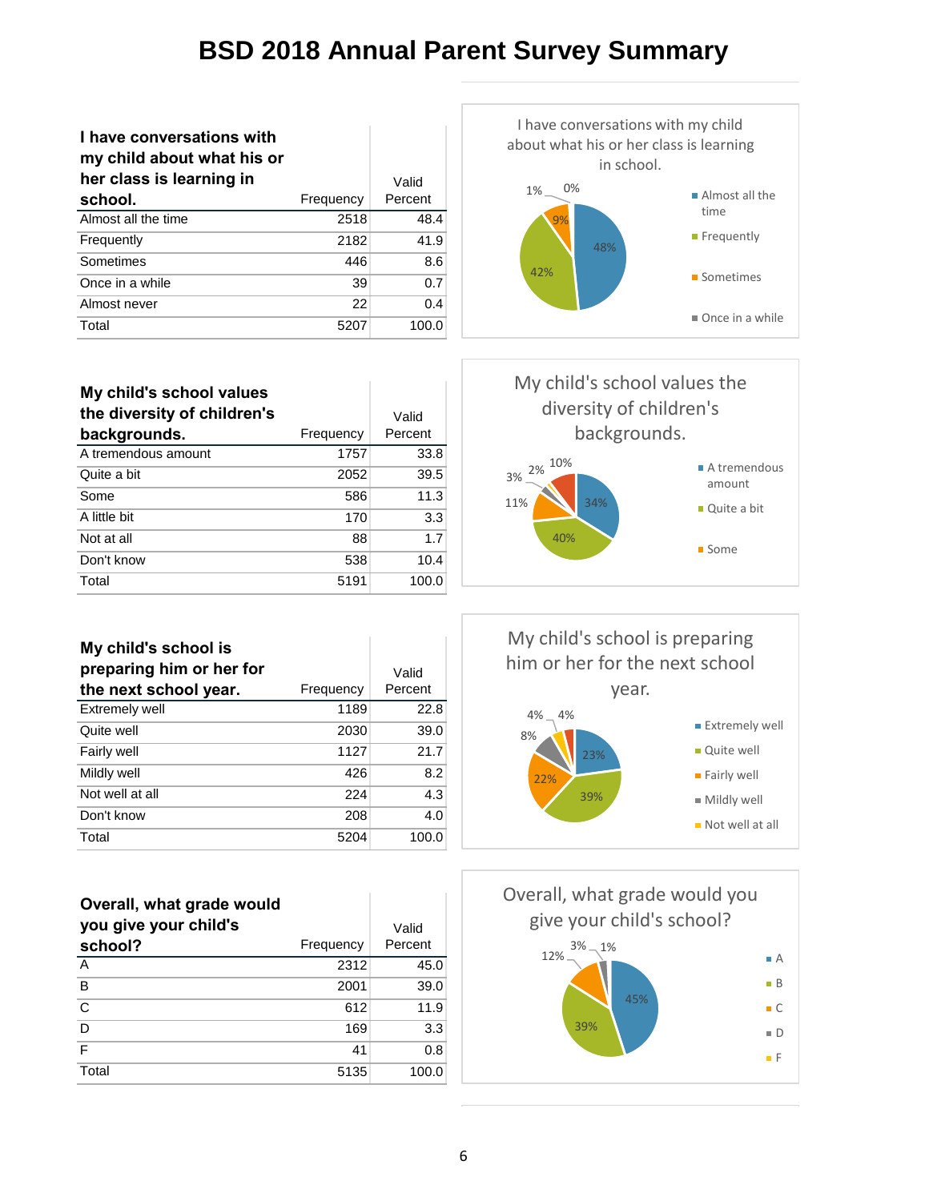# BSD 2018 Annual Parent Survey Summary

| I have conversations with my child about what his or her class is learning in school. | Frequency | Valid Percent |
|---|---|---|
| Almost all the time | 2518 | 48.4 |
| Frequently | 2182 | 41.9 |
| Sometimes | 446 | 8.6 |
| Once in a while | 39 | 0.7 |
| Almost never | 22 | 0.4 |
| Total | 5207 | 100.0 |

I have conversations with my child about what his or her class is learning in school.

- Almost all the time: 48%
- Frequently: 42%
- Sometimes: 9%
- Once in a while: 1%
- 0%

| My child's school values the diversity of children's backgrounds. | Frequency | Valid Percent |
|---|---|---|
| A tremendous amount | 1757 | 33.8 |
| Quite a bit | 2052 | 39.5 |
| Some | 586 | 11.3 |
| A little bit | 170 | 3.3 |
| Not at all | 88 | 1.7 |
| Don't know | 538 | 10.4 |
| Total | 5191 | 100.0 |

My child's school values the diversity of children's backgrounds.

- A tremendous amount: 34%
- Quite a bit: 40%
- Some: 11%
- 3%
- 2%
- 10%

| My child's school is preparing him or her for the next school year. | Frequency | Valid Percent |
|---|---|---|
| Extremely well | 1189 | 22.8 |
| Quite well | 2030 | 39.0 |
| Fairly well | 1127 | 21.7 |
| Mildly well | 426 | 8.2 |
| Not well at all | 224 | 4.3 |
| Don't know | 208 | 4.0 |
| Total | 5204 | 100.0 |

My child's school is preparing him or her for the next school year.

- Extremely well: 23%
- Quite well: 39%
- Fairly well: 22%
- Mildly well: 8%
- Not well at all: 4%
- 4%

| Overall, what grade would you give your child's school? | Frequency | Valid Percent |
|---|---|---|
| A | 2312 | 45.0 |
| B | 2001 | 39.0 |
| C | 612 | 11.9 |
| D | 169 | 3.3 |
| F | 41 | 0.8 |
| Total | 5135 | 100.0 |

Overall, what grade would you give your child's school?

- A: 45%
- B: 39%
- C: 12%
- D: 3%
- F: 1%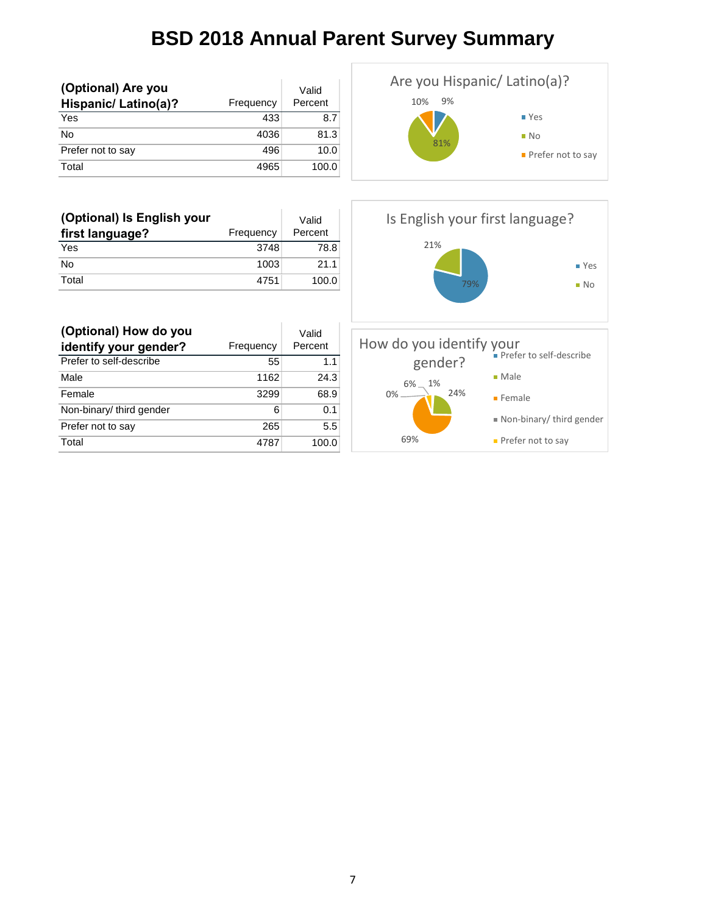# BSD 2018 Annual Parent Survey Summary

| (Optional) Are you Hispanic/ Latino(a)? | Frequency | Valid Percent |
|---|---|---|
| Yes | 433 | 8.7 |
| No | 4036 | 81.3 |
| Prefer not to say | 496 | 10.0 |
| Total | 4965 | 100.0 |

Are you Hispanic/ Latino(a)?

10%
9%
81%

Yes
No
Prefer not to say

| (Optional) Is English your first language? | Frequency | Valid Percent |
|---|---|---|
| Yes | 3748 | 78.8 |
| No | 1003 | 21.1 |
| Total | 4751 | 100.0 |

Is English your first language?

21%
79%

Yes
No

| (Optional) How do you identify your gender? | Frequency | Valid Percent |
|---|---|---|
| Prefer to self-describe | 55 | 1.1 |
| Male | 1162 | 24.3 |
| Female | 3299 | 68.9 |
| Non-binary/ third gender | 6 | 0.1 |
| Prefer not to say | 265 | 5.5 |
| Total | 4787 | 100.0 |

How do you identify your gender?

6%
1%
0%
24%
69%

Prefer to self-describe
Male
Female
Non-binary/ third gender
Prefer not to say